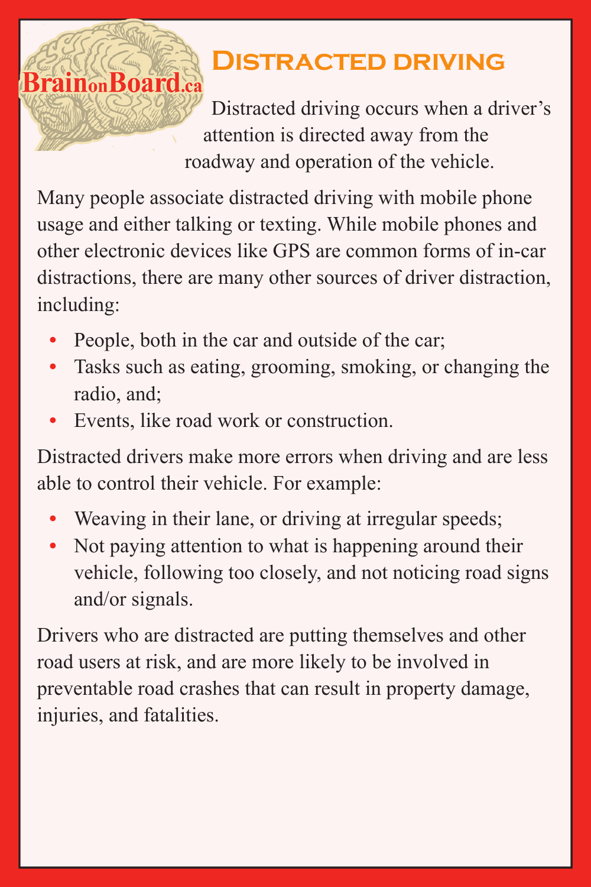BrainonBoard.ca

# Distracted driving

Distracted driving occurs when a driver's attention is directed away from the roadway and operation of the vehicle.

Many people associate distracted driving with mobile phone usage and either talking or texting. While mobile phones and other electronic devices like GPS are common forms of in-car distractions, there are many other sources of driver distraction, including:

- People, both in the car and outside of the car;
- Tasks such as eating, grooming, smoking, or changing the radio, and;
- Events, like road work or construction.

Distracted drivers make more errors when driving and are less able to control their vehicle. For example:

- Weaving in their lane, or driving at irregular speeds;
- Not paying attention to what is happening around their vehicle, following too closely, and not noticing road signs and/or signals.

Drivers who are distracted are putting themselves and other road users at risk, and are more likely to be involved in preventable road crashes that can result in property damage, injuries, and fatalities.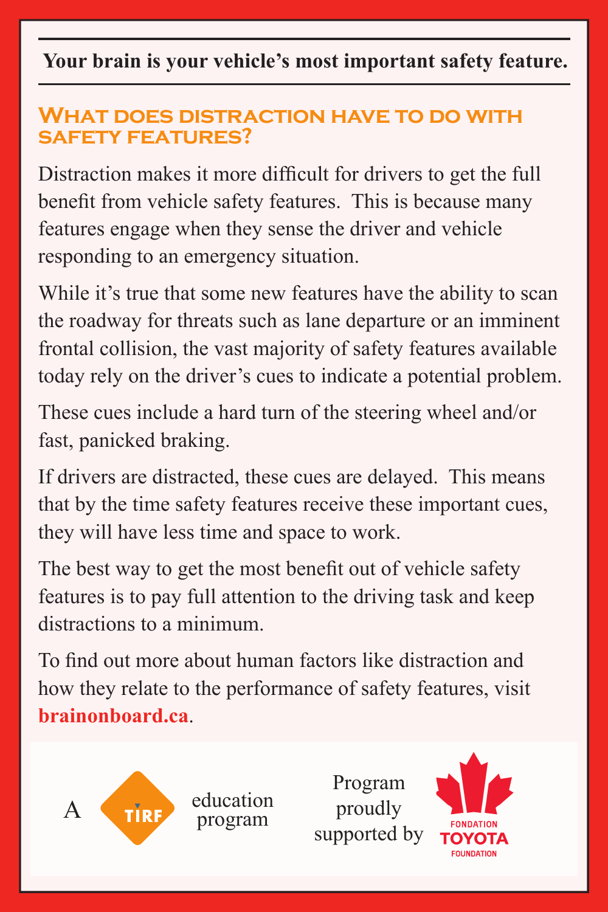**Your brain is your vehicle's most important safety feature.**

## What does distraction have to do with safety features?

Distraction makes it more difficult for drivers to get the full benefit from vehicle safety features. This is because many features engage when they sense the driver and vehicle responding to an emergency situation.

While it's true that some new features have the ability to scan the roadway for threats such as lane departure or an imminent frontal collision, the vast majority of safety features available today rely on the driver's cues to indicate a potential problem.

These cues include a hard turn of the steering wheel and/or fast, panicked braking.

If drivers are distracted, these cues are delayed. This means that by the time safety features receive these important cues, they will have less time and space to work.

The best way to get the most benefit out of vehicle safety features is to pay full attention to the driving task and keep distractions to a minimum.

To find out more about human factors like distraction and how they relate to the performance of safety features, visit **brainonboard.ca**.

A TIRF education program

Program proudly supported by Fondation Toyota Foundation